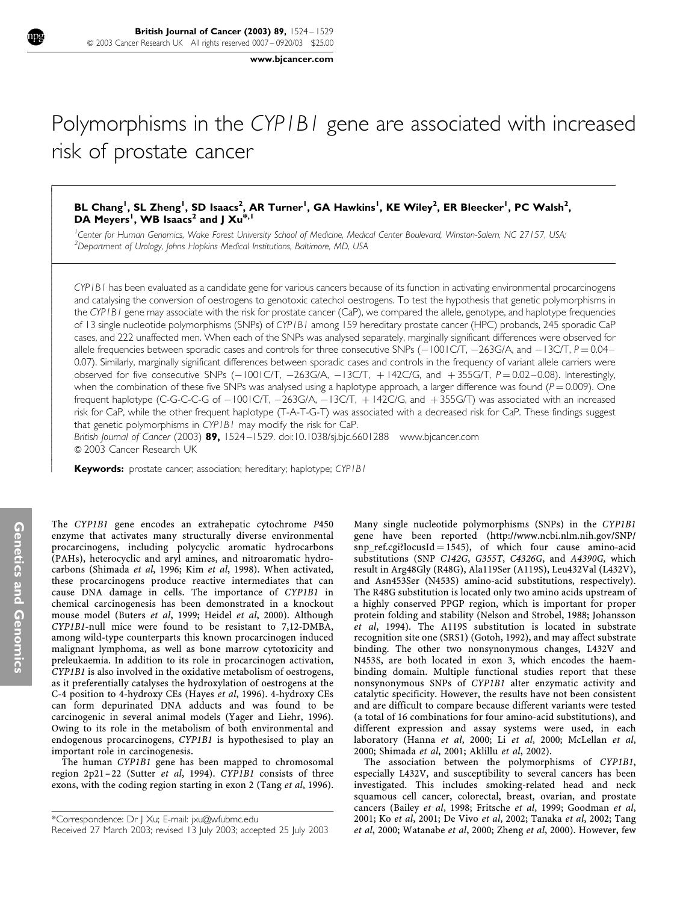# Polymorphisms in the *CYP1B1* gene are associated with increased risk of prostate cancer

**BL Chang[1], SL Zheng[1], SD Isaacs[2], AR Turner[1], GA Hawkins[1], KE Wiley[2], ER Bleecker[1], PC Walsh[2], DA Meyers[1], WB Isaacs[2] and J Xu*,[1]**

[1]Center for Human Genomics, Wake Forest University School of Medicine, Medical Center Boulevard, Winston-Salem, NC 27157, USA; [2]Department of Urology, Johns Hopkins Medical Institutions, Baltimore, MD, USA

*CYP1B1* has been evaluated as a candidate gene for various cancers because of its function in activating environmental procarcinogens and catalysing the conversion of oestrogens to genotoxic catechol oestrogens. To test the hypothesis that genetic polymorphisms in the *CYP1B1* gene may associate with the risk for prostate cancer (CaP), we compared the allele, genotype, and haplotype frequencies of 13 single nucleotide polymorphisms (SNPs) of *CYP1B1* among 159 hereditary prostate cancer (HPC) probands, 245 sporadic CaP cases, and 222 unaffected men. When each of the SNPs was analysed separately, marginally significant differences were observed for allele frequencies between sporadic cases and controls for three consecutive SNPs (−1001C/T, −263G/A, and −13C/T, $P = 0.04$–$0.07$). Similarly, marginally significant differences between sporadic cases and controls in the frequency of variant allele carriers were observed for five consecutive SNPs (−1001C/T, −263G/A, −13C/T, +142C/G, and +355G/T, $P = 0.02$–$0.08$). Interestingly, when the combination of these five SNPs was analysed using a haplotype approach, a larger difference was found ($P = 0.009$). One frequent haplotype (C-G-C-C-G of −1001C/T, −263G/A, −13C/T, +142C/G, and +355G/T) was associated with an increased risk for CaP, while the other frequent haplotype (T-A-T-G-T) was associated with a decreased risk for CaP. These findings suggest that genetic polymorphisms in *CYP1B1* may modify the risk for CaP.

*British Journal of Cancer* (2003) **89,** 1524–1529. doi:10.1038/sj.bjc.6601288 www.bjcancer.com

© 2003 Cancer Research UK

**Keywords:** prostate cancer; association; hereditary; haplotype; *CYP1B1*

The *CYP1B1* gene encodes an extrahepatic cytochrome *P*450 enzyme that activates many structurally diverse environmental procarcinogens, including polycyclic aromatic hydrocarbons (PAHs), heterocyclic and aryl amines, and nitroaromatic hydrocarbons (Shimada *et al*, 1996; Kim *et al*, 1998). When activated, these procarcinogens produce reactive intermediates that can cause DNA damage in cells. The importance of *CYP1B1* in chemical carcinogenesis has been demonstrated in a knockout mouse model (Buters *et al*, 1999; Heidel *et al*, 2000). Although *CYP1B1*-null mice were found to be resistant to 7,12-DMBA, among wild-type counterparts this known procarcinogen induced malignant lymphoma, as well as bone marrow cytotoxicity and preleukaemia. In addition to its role in procarcinogen activation, *CYP1B1* is also involved in the oxidative metabolism of oestrogens, as it preferentially catalyses the hydroxylation of oestrogens at the C-4 position to 4-hydroxy CEs (Hayes *et al*, 1996). 4-hydroxy CEs can form depurinated DNA adducts and was found to be carcinogenic in several animal models (Yager and Liehr, 1996). Owing to its role in the metabolism of both environmental and endogenous procarcinogens, *CYP1B1* is hypothesised to play an important role in carcinogenesis.

The human *CYP1B1* gene has been mapped to chromosomal region 2p21–22 (Sutter *et al*, 1994). *CYP1B1* consists of three exons, with the coding region starting in exon 2 (Tang *et al*, 1996). Many single nucleotide polymorphisms (SNPs) in the *CYP1B1* gene have been reported (http://www.ncbi.nlm.nih.gov/SNP/snp_ref.cgi?locusId = 1545), of which four cause amino-acid substitutions (SNP *C142G*, *G355T*, *C4326G*, and *A4390G,* which result in Arg48Gly (R48G), Ala119Ser (A119S), Leu432Val (L432V), and Asn453Ser (N453S) amino-acid substitutions, respectively). The R48G substitution is located only two amino acids upstream of a highly conserved PPGP region, which is important for proper protein folding and stability (Nelson and Strobel, 1988; Johansson *et al*, 1994). The A119S substitution is located in substrate recognition site one (SRS1) (Gotoh, 1992), and may affect substrate binding. The other two nonsynonymous changes, L432V and N453S, are both located in exon 3, which encodes the haem-binding domain. Multiple functional studies report that these nonsynonymous SNPs of *CYP1B1* alter enzymatic activity and catalytic specificity. However, the results have not been consistent and are difficult to compare because different variants were tested (a total of 16 combinations for four amino-acid substitutions), and different expression and assay systems were used, in each laboratory (Hanna *et al*, 2000; Li *et al*, 2000; McLellan *et al*, 2000; Shimada *et al*, 2001; Aklillu *et al*, 2002).

The association between the polymorphisms of *CYP1B1*, especially L432V, and susceptibility to several cancers has been investigated. This includes smoking-related head and neck squamous cell cancer, colorectal, breast, ovarian, and prostate cancers (Bailey *et al*, 1998; Fritsche *et al*, 1999; Goodman *et al*, 2001; Ko *et al*, 2001; De Vivo *et al*, 2002; Tanaka *et al*, 2002; Tang *et al*, 2000; Watanabe *et al*, 2000; Zheng *et al*, 2000). However, few

*Correspondence: Dr J Xu; E-mail: jxu@wfubmc.edu

Received 27 March 2003; revised 13 July 2003; accepted 25 July 2003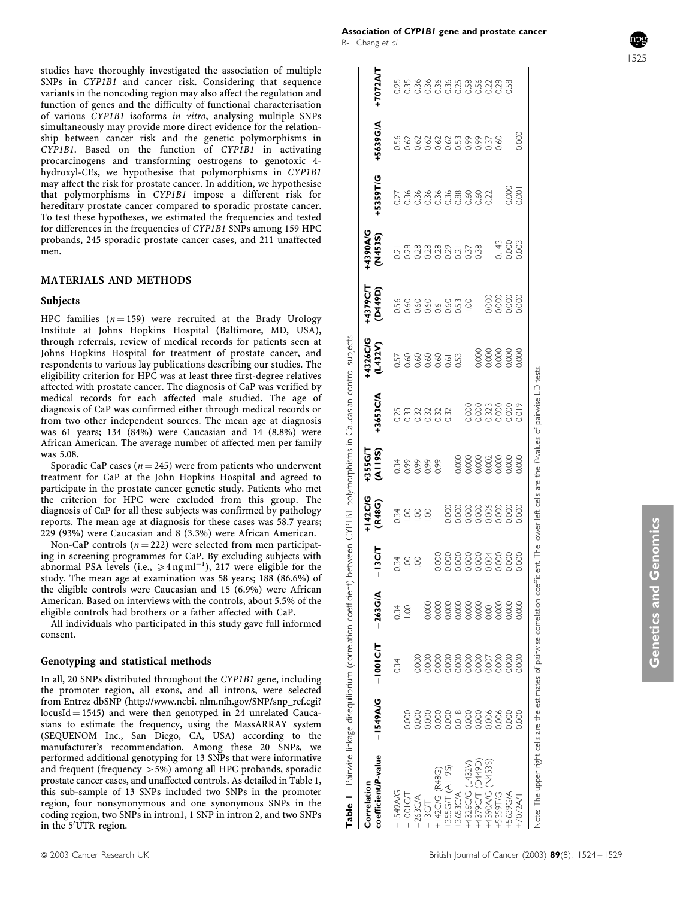studies have thoroughly investigated the association of multiple SNPs in *CYP1B1* and cancer risk. Considering that sequence variants in the noncoding region may also affect the regulation and function of genes and the difficulty of functional characterisation of various *CYP1B1* isoforms *in vitro*, analysing multiple SNPs simultaneously may provide more direct evidence for the relationship between cancer risk and the genetic polymorphisms in *CYP1B1*. Based on the function of *CYP1B1* in activating procarcinogens and transforming oestrogens to genotoxic 4-hydroxyl-CEs, we hypothesise that polymorphisms in *CYP1B1* may affect the risk for prostate cancer. In addition, we hypothesise that polymorphisms in *CYP1B1* impose a different risk for hereditary prostate cancer compared to sporadic prostate cancer. To test these hypotheses, we estimated the frequencies and tested for differences in the frequencies of *CYP1B1* SNPs among 159 HPC probands, 245 sporadic prostate cancer cases, and 211 unaffected men.

## MATERIALS AND METHODS

### Subjects

HPC families ($n = 159$) were recruited at the Brady Urology Institute at Johns Hopkins Hospital (Baltimore, MD, USA), through referrals, review of medical records for patients seen at Johns Hopkins Hospital for treatment of prostate cancer, and respondents to various lay publications describing our studies. The eligibility criterion for HPC was at least three first-degree relatives affected with prostate cancer. The diagnosis of CaP was verified by medical records for each affected male studied. The age of diagnosis of CaP was confirmed either through medical records or from two other independent sources. The mean age at diagnosis was 61 years; 134 (84%) were Caucasian and 14 (8.8%) were African American. The average number of affected men per family was 5.08.

Sporadic CaP cases ($n = 245$) were from patients who underwent treatment for CaP at the John Hopkins Hospital and agreed to participate in the prostate cancer genetic study. Patients who met the criterion for HPC were excluded from this group. The diagnosis of CaP for all these subjects was confirmed by pathology reports. The mean age at diagnosis for these cases was 58.7 years; 229 (93%) were Caucasian and 8 (3.3%) were African American.

Non-CaP controls ($n = 222$) were selected from men participating in screening programmes for CaP. By excluding subjects with abnormal PSA levels (i.e., $\geqslant 4\,\mathrm{ng\,ml^{-1}}$), 217 were eligible for the study. The mean age at examination was 58 years; 188 (86.6%) of the eligible controls were Caucasian and 15 (6.9%) were African American. Based on interviews with the controls, about 5.5% of the eligible controls had brothers or a father affected with CaP.

All individuals who participated in this study gave full informed consent.

### Genotyping and statistical methods

In all, 20 SNPs distributed throughout the *CYP1B1* gene, including the promoter region, all exons, and all introns, were selected from Entrez dbSNP (http://www.ncbi. nlm.nih.gov/SNP/snp_ref.cgi?locusId = 1545) and were then genotyped in 24 unrelated Caucasians to estimate the frequency, using the MassARRAY system (SEQUENOM Inc., San Diego, CA, USA) according to the manufacturer's recommendation. Among these 20 SNPs, we performed additional genotyping for 13 SNPs that were informative and frequent (frequency >5%) among all HPC probands, sporadic prostate cancer cases, and unaffected controls. As detailed in Table 1, this sub-sample of 13 SNPs included two SNPs in the promoter region, four nonsynonymous and one synonymous SNPs in the coding region, two SNPs in intron1, 1 SNP in intron 2, and two SNPs in the 5′UTR region.

**Table 1** Pairwise linkage disequilibrium (correlation coefficient) between CYP1B1 polymorphisms in Caucasian control subjects

| Correlation coefficient/P-value | −1549A/G | −1001C/T | −263G/A | −13C/T | +142C/G (R48G) | +355G/T (A119S) | +3653C/A | +4326C/G (L432V) | +4379C/T (D449D) | +4390A/G (N453S) | +5359T/G | +5639G/A | +7072A/T |
|---|---|---|---|---|---|---|---|---|---|---|---|---|---|
| −1549A/G | | 0.34 | 0.34 | 0.34 | 0.34 | 0.34 | 0.25 | 0.57 | 0.56 | 0.21 | 0.27 | 0.56 | 0.95 |
| −1001C/T | 0.000 | | 1.00 | 1.00 | 1.00 | 0.99 | 0.33 | 0.60 | 0.60 | 0.28 | 0.36 | 0.62 | 0.35 |
| −263G/A | 0.000 | 0.000 | | 1.00 | 1.00 | 0.99 | 0.32 | 0.60 | 0.60 | 0.28 | 0.36 | 0.62 | 0.36 |
| −13C/T | 0.000 | 0.000 | 0.000 | | 1.00 | 0.99 | 0.32 | 0.60 | 0.60 | 0.28 | 0.36 | 0.62 | 0.36 |
| +142C/G (R48G) | 0.000 | 0.000 | 0.000 | 0.000 | | 0.99 | 0.32 | 0.60 | 0.61 | 0.28 | 0.36 | 0.62 | 0.36 |
| +355G/T (A119S) | 0.000 | 0.000 | 0.000 | 0.000 | 0.000 | | 0.32 | 0.61 | 0.60 | 0.29 | 0.36 | 0.62 | 0.36 |
| +3653C/A | 0.018 | 0.000 | 0.000 | 0.000 | 0.000 | 0.000 | | 0.53 | 0.53 | 0.21 | 0.88 | 0.53 | 0.25 |
| +4326C/G (L432V) | 0.000 | 0.000 | 0.000 | 0.000 | 0.000 | 0.000 | 0.000 | | 1.00 | 0.37 | 0.60 | 0.99 | 0.58 |
| +4379C/T (D449D) | 0.000 | 0.000 | 0.000 | 0.000 | 0.000 | 0.000 | 0.000 | 0.000 | | 0.38 | 0.60 | 0.99 | 0.56 |
| +4390A/G (N453S) | 0.006 | 0.007 | 0.001 | 0.004 | 0.006 | 0.002 | 0.323 | 0.000 | 0.000 | | 0.22 | 0.37 | 0.22 |
| +5359T/G | 0.006 | 0.000 | 0.000 | 0.000 | 0.000 | 0.000 | 0.000 | 0.000 | 0.000 | 0.143 | | 0.60 | 0.28 |
| +5639G/A | 0.000 | 0.000 | 0.000 | 0.000 | 0.000 | 0.000 | 0.000 | 0.000 | 0.000 | 0.000 | 0.000 | | 0.58 |
| +7072A/T | 0.000 | 0.000 | 0.000 | 0.000 | 0.000 | 0.000 | 0.019 | 0.000 | 0.000 | 0.003 | 0.001 | 0.000 | |

Note: The upper right cells are the estimates of pairwise correlation coefficient. The lower left cells are the P-values of pairwise LD tests.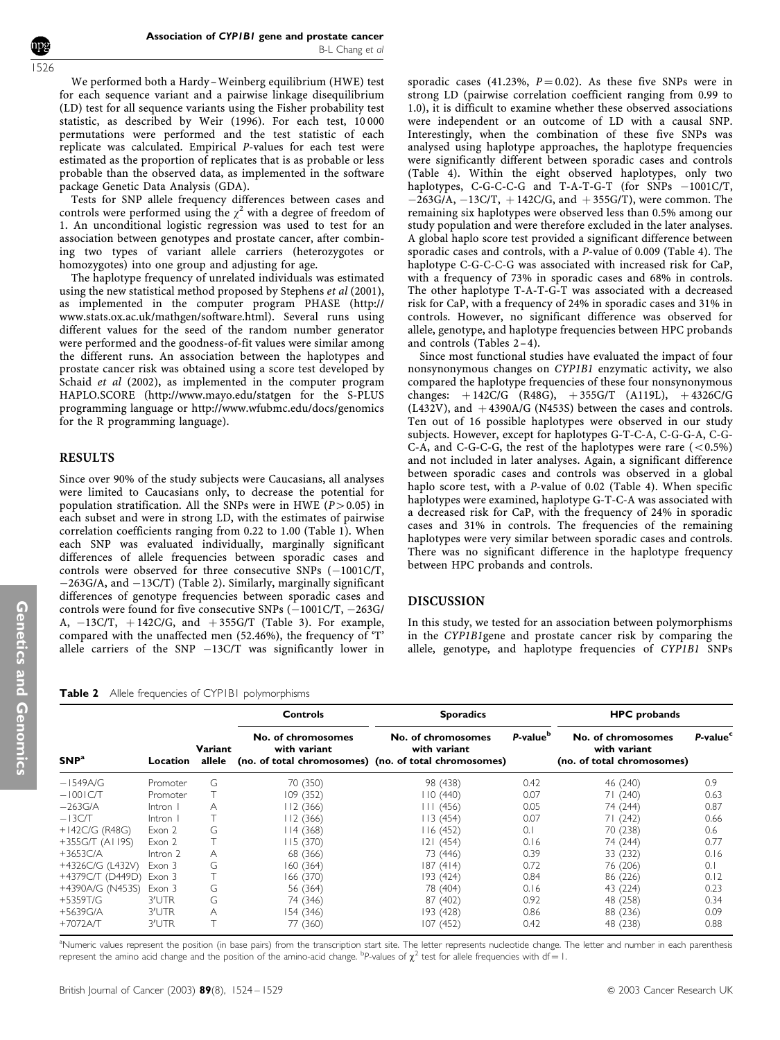We performed both a Hardy–Weinberg equilibrium (HWE) test for each sequence variant and a pairwise linkage disequilibrium (LD) test for all sequence variants using the Fisher probability test statistic, as described by Weir (1996). For each test, 10 000 permutations were performed and the test statistic of each replicate was calculated. Empirical *P*-values for each test were estimated as the proportion of replicates that is as probable or less probable than the observed data, as implemented in the software package Genetic Data Analysis (GDA).

Tests for SNP allele frequency differences between cases and controls were performed using the $\chi^2$ with a degree of freedom of 1. An unconditional logistic regression was used to test for an association between genotypes and prostate cancer, after combining two types of variant allele carriers (heterozygotes or homozygotes) into one group and adjusting for age.

The haplotype frequency of unrelated individuals was estimated using the new statistical method proposed by Stephens *et al* (2001), as implemented in the computer program PHASE (http://www.stats.ox.ac.uk/mathgen/software.html). Several runs using different values for the seed of the random number generator were performed and the goodness-of-fit values were similar among the different runs. An association between the haplotypes and prostate cancer risk was obtained using a score test developed by Schaid *et al* (2002), as implemented in the computer program HAPLO.SCORE (http://www.mayo.edu/statgen for the S-PLUS programming language or http://www.wfubmc.edu/docs/genomics for the R programming language).

## RESULTS

Since over 90% of the study subjects were Caucasians, all analyses were limited to Caucasians only, to decrease the potential for population stratification. All the SNPs were in HWE ($P > 0.05$) in each subset and were in strong LD, with the estimates of pairwise correlation coefficients ranging from 0.22 to 1.00 (Table 1). When each SNP was evaluated individually, marginally significant differences of allele frequencies between sporadic cases and controls were observed for three consecutive SNPs (−1001C/T, −263G/A, and −13C/T) (Table 2). Similarly, marginally significant differences of genotype frequencies between sporadic cases and controls were found for five consecutive SNPs (−1001C/T, −263G/A, −13C/T, +142C/G, and +355G/T) (Table 3). For example, compared with the unaffected men (52.46%), the frequency of 'T' allele carriers of the SNP −13C/T was significantly lower in sporadic cases (41.23%, $P = 0.02$). As these five SNPs were in strong LD (pairwise correlation coefficient ranging from 0.99 to 1.0), it is difficult to examine whether these observed associations were independent or an outcome of LD with a causal SNP. Interestingly, when the combination of these five SNPs was analysed using haplotype approaches, the haplotype frequencies were significantly different between sporadic cases and controls (Table 4). Within the eight observed haplotypes, only two haplotypes, C-G-C-C-G and T-A-T-G-T (for SNPs −1001C/T, −263G/A, −13C/T, +142C/G, and +355G/T), were common. The remaining six haplotypes were observed less than 0.5% among our study population and were therefore excluded in the later analyses. A global haplo score test provided a significant difference between sporadic cases and controls, with a *P*-value of 0.009 (Table 4). The haplotype C-G-C-C-G was associated with increased risk for CaP, with a frequency of 73% in sporadic cases and 68% in controls. The other haplotype T-A-T-G-T was associated with a decreased risk for CaP, with a frequency of 24% in sporadic cases and 31% in controls. However, no significant difference was observed for allele, genotype, and haplotype frequencies between HPC probands and controls (Tables 2–4).

Since most functional studies have evaluated the impact of four nonsynonymous changes on *CYP1B1* enzymatic activity, we also compared the haplotype frequencies of these four nonsynonymous changes: +142C/G (R48G), +355G/T (A119L), +4326C/G (L432V), and +4390A/G (N453S) between the cases and controls. Ten out of 16 possible haplotypes were observed in our study subjects. However, except for haplotypes G-T-C-A, C-G-G-A, C-G-C-A, and C-G-C-G, the rest of the haplotypes were rare (<0.5%) and not included in later analyses. Again, a significant difference between sporadic cases and controls was observed in a global haplo score test, with a *P*-value of 0.02 (Table 4). When specific haplotypes were examined, haplotype G-T-C-A was associated with a decreased risk for CaP, with the frequency of 24% in sporadic cases and 31% in controls. The frequencies of the remaining haplotypes were very similar between sporadic cases and controls. There was no significant difference in the haplotype frequency between HPC probands and controls.

## DISCUSSION

In this study, we tested for an association between polymorphisms in the *CYP1B1*gene and prostate cancer risk by comparing the allele, genotype, and haplotype frequencies of *CYP1B1* SNPs

**Table 2** Allele frequencies of CYP1B1 polymorphisms

| | | | Controls | Sporadics | | HPC probands | |
|---|---|---|---|---|---|---|---|
| SNP[a] | Location | Variant allele | No. of chromosomes with variant (no. of total chromosomes) | No. of chromosomes with variant (no. of total chromosomes) | *P*-value[b] | No. of chromosomes with variant (no. of total chromosomes) | *P*-value[c] |
| −1549A/G | Promoter | G | 70 (350) | 98 (438) | 0.42 | 46 (240) | 0.9 |
| −1001C/T | Promoter | T | 109 (352) | 110 (440) | 0.07 | 71 (240) | 0.63 |
| −263G/A | Intron 1 | A | 112 (366) | 111 (456) | 0.05 | 74 (244) | 0.87 |
| −13C/T | Intron 1 | T | 112 (366) | 113 (454) | 0.07 | 71 (242) | 0.66 |
| +142C/G (R48G) | Exon 2 | G | 114 (368) | 116 (452) | 0.1 | 70 (238) | 0.6 |
| +355G/T (A119S) | Exon 2 | T | 115 (370) | 121 (454) | 0.16 | 74 (244) | 0.77 |
| +3653C/A | Intron 2 | A | 68 (366) | 73 (446) | 0.39 | 33 (232) | 0.16 |
| +4326C/G (L432V) | Exon 3 | G | 160 (364) | 187 (414) | 0.72 | 76 (206) | 0.1 |
| +4379C/T (D449D) | Exon 3 | T | 166 (370) | 193 (424) | 0.84 | 86 (226) | 0.12 |
| +4390A/G (N453S) | Exon 3 | G | 56 (364) | 78 (404) | 0.16 | 43 (224) | 0.23 |
| +5359T/G | 3′UTR | G | 74 (346) | 87 (402) | 0.92 | 48 (258) | 0.34 |
| +5639G/A | 3′UTR | A | 154 (346) | 193 (428) | 0.86 | 88 (236) | 0.09 |
| +7072A/T | 3′UTR | T | 77 (360) | 107 (452) | 0.42 | 48 (238) | 0.88 |

[a]Numeric values represent the position (in base pairs) from the transcription start site. The letter represents nucleotide change. The letter and number in each parenthesis represent the amino acid change and the position of the amino-acid change. [b]*P*-values of $\chi^2$ test for allele frequencies with df = 1.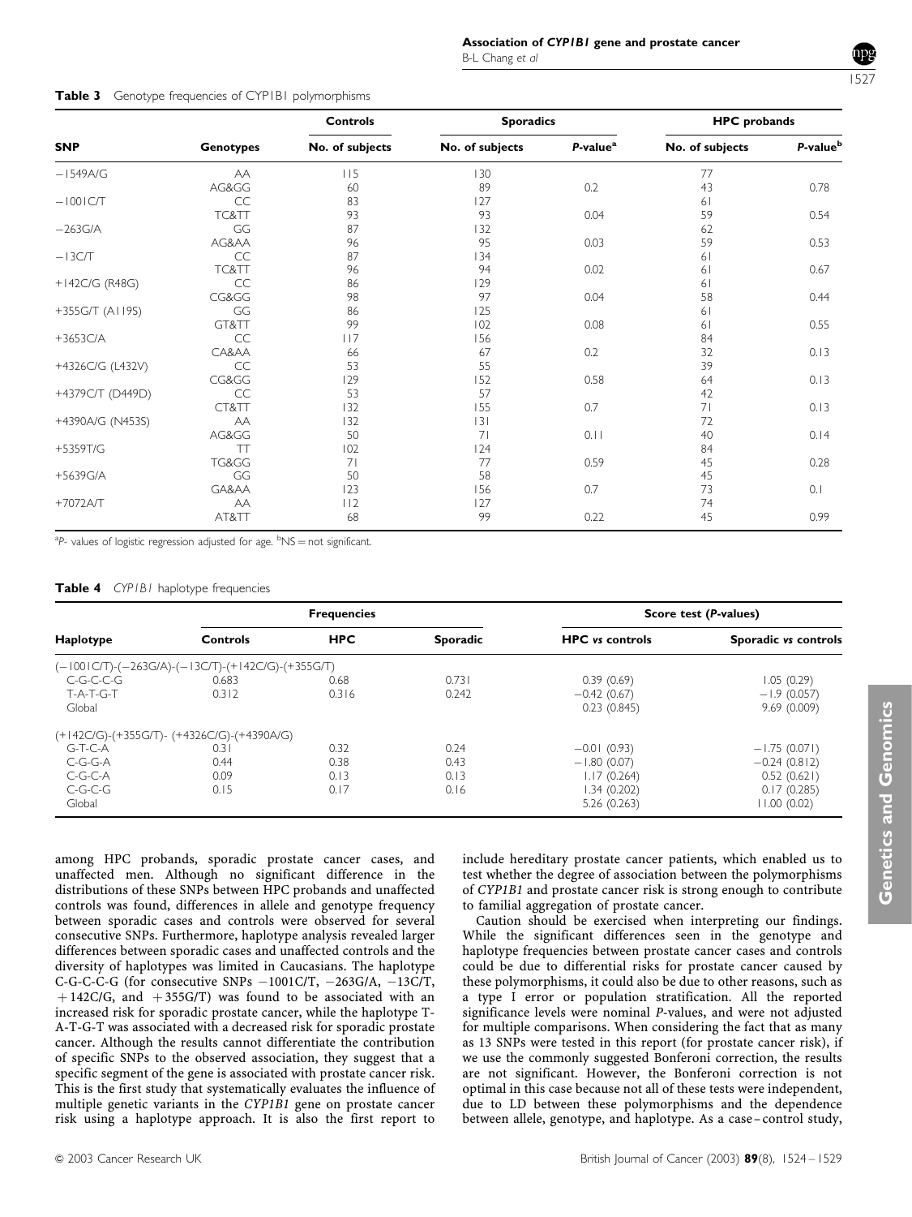**Table 3** Genotype frequencies of CYP1B1 polymorphisms

| SNP | Genotypes | Controls | Sporadics | | HPC probands | |
|---|---|---|---|---|---|---|
| | | No. of subjects | No. of subjects | P-value[a] | No. of subjects | P-value[b] |
| −1549A/G | AA | 115 | 130 | | 77 | |
| | AG&GG | 60 | 89 | 0.2 | 43 | 0.78 |
| −1001C/T | CC | 83 | 127 | | 61 | |
| | TC&TT | 93 | 93 | 0.04 | 59 | 0.54 |
| −263G/A | GG | 87 | 132 | | 62 | |
| | AG&AA | 96 | 95 | 0.03 | 59 | 0.53 |
| −13C/T | CC | 87 | 134 | | 61 | |
| | TC&TT | 96 | 94 | 0.02 | 61 | 0.67 |
| +142C/G (R48G) | CC | 86 | 129 | | 61 | |
| | CG&GG | 98 | 97 | 0.04 | 58 | 0.44 |
| +355G/T (A119S) | GG | 86 | 125 | | 61 | |
| | GT&TT | 99 | 102 | 0.08 | 61 | 0.55 |
| +3653C/A | CC | 117 | 156 | | 84 | |
| | CA&AA | 66 | 67 | 0.2 | 32 | 0.13 |
| +4326C/G (L432V) | CC | 53 | 55 | | 39 | |
| | CG&GG | 129 | 152 | 0.58 | 64 | 0.13 |
| +4379C/T (D449D) | CC | 53 | 57 | | 42 | |
| | CT&TT | 132 | 155 | 0.7 | 71 | 0.13 |
| +4390A/G (N453S) | AA | 132 | 131 | | 72 | |
| | AG&GG | 50 | 71 | 0.11 | 40 | 0.14 |
| +5359T/G | TT | 102 | 124 | | 84 | |
| | TG&GG | 71 | 77 | 0.59 | 45 | 0.28 |
| +5639G/A | GG | 50 | 58 | | 45 | |
| | GA&AA | 123 | 156 | 0.7 | 73 | 0.1 |
| +7072A/T | AA | 112 | 127 | | 74 | |
| | AT&TT | 68 | 99 | 0.22 | 45 | 0.99 |

[a]P- values of logistic regression adjusted for age. [b]NS = not significant.

**Table 4** *CYP1B1* haplotype frequencies

| Haplotype | Frequencies | | | Score test (P-values) | |
|---|---|---|---|---|---|
| | Controls | HPC | Sporadic | HPC *vs* controls | Sporadic *vs* controls |
| (−1001C/T)-(−263G/A)-(−13C/T)-(+142C/G)-(+355G/T) | | | | | |
| C-G-C-C-G | 0.683 | 0.68 | 0.731 | 0.39 (0.69) | 1.05 (0.29) |
| T-A-T-G-T | 0.312 | 0.316 | 0.242 | −0.42 (0.67) | −1.9 (0.057) |
| Global | | | | 0.23 (0.845) | 9.69 (0.009) |
| (+142C/G)-(+355G/T)- (+4326C/G)-(+4390A/G) | | | | | |
| G-T-C-A | 0.31 | 0.32 | 0.24 | −0.01 (0.93) | −1.75 (0.071) |
| C-G-G-A | 0.44 | 0.38 | 0.43 | −1.80 (0.07) | −0.24 (0.812) |
| C-G-C-A | 0.09 | 0.13 | 0.13 | 1.17 (0.264) | 0.52 (0.621) |
| C-G-C-G | 0.15 | 0.17 | 0.16 | 1.34 (0.202) | 0.17 (0.285) |
| Global | | | | 5.26 (0.263) | 11.00 (0.02) |

among HPC probands, sporadic prostate cancer cases, and unaffected men. Although no significant difference in the distributions of these SNPs between HPC probands and unaffected controls was found, differences in allele and genotype frequency between sporadic cases and controls were observed for several consecutive SNPs. Furthermore, haplotype analysis revealed larger differences between sporadic cases and unaffected controls and the diversity of haplotypes was limited in Caucasians. The haplotype C-G-C-C-G (for consecutive SNPs −1001C/T, −263G/A, −13C/T, +142C/G, and +355G/T) was found to be associated with an increased risk for sporadic prostate cancer, while the haplotype T-A-T-G-T was associated with a decreased risk for sporadic prostate cancer. Although the results cannot differentiate the contribution of specific SNPs to the observed association, they suggest that a specific segment of the gene is associated with prostate cancer risk. This is the first study that systematically evaluates the influence of multiple genetic variants in the *CYP1B1* gene on prostate cancer risk using a haplotype approach. It is also the first report to include hereditary prostate cancer patients, which enabled us to test whether the degree of association between the polymorphisms of *CYP1B1* and prostate cancer risk is strong enough to contribute to familial aggregation of prostate cancer.

Caution should be exercised when interpreting our findings. While the significant differences seen in the genotype and haplotype frequencies between prostate cancer cases and controls could be due to differential risks for prostate cancer caused by these polymorphisms, it could also be due to other reasons, such as a type I error or population stratification. All the reported significance levels were nominal *P*-values, and were not adjusted for multiple comparisons. When considering the fact that as many as 13 SNPs were tested in this report (for prostate cancer risk), if we use the commonly suggested Bonferoni correction, the results are not significant. However, the Bonferoni correction is not optimal in this case because not all of these tests were independent, due to LD between these polymorphisms and the dependence between allele, genotype, and haplotype. As a case–control study,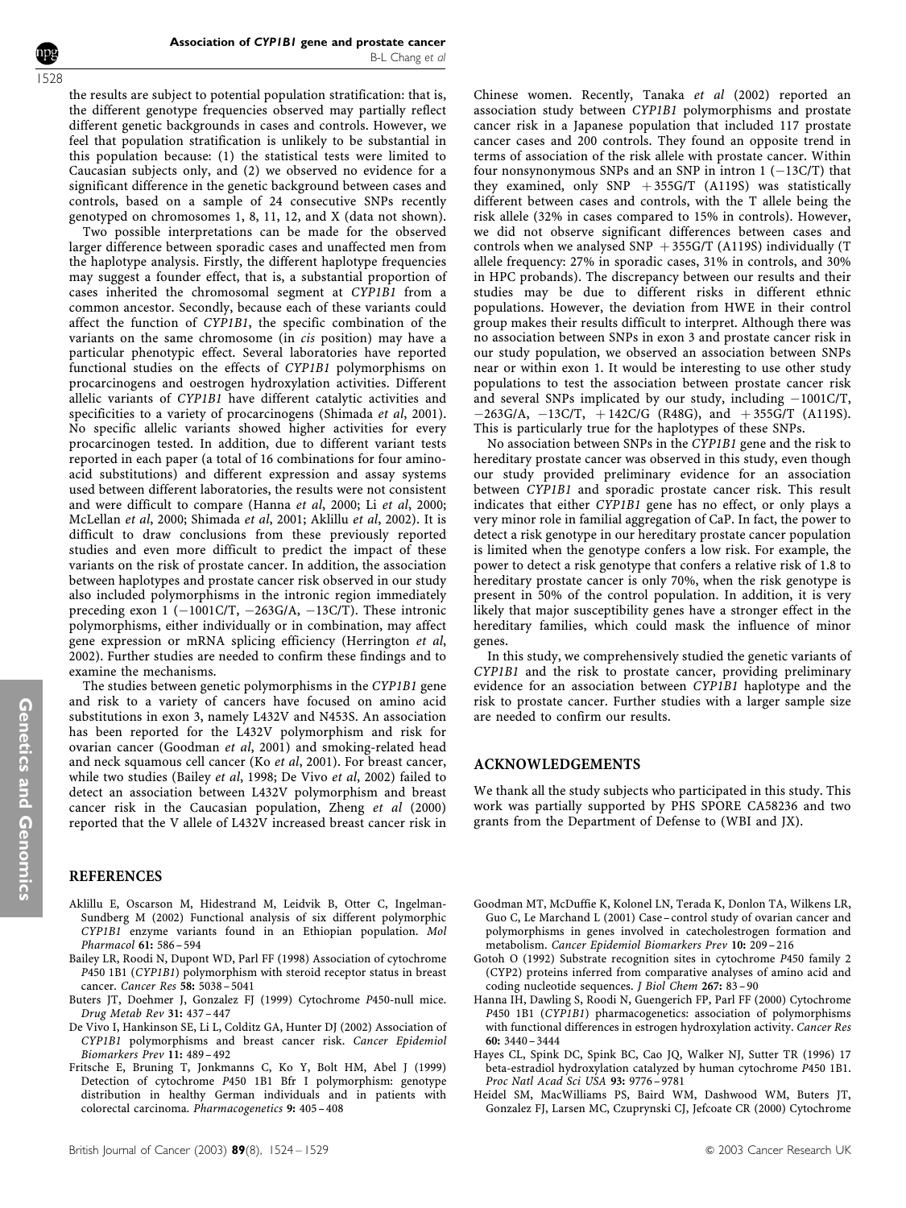the results are subject to potential population stratification: that is, the different genotype frequencies observed may partially reflect different genetic backgrounds in cases and controls. However, we feel that population stratification is unlikely to be substantial in this population because: (1) the statistical tests were limited to Caucasian subjects only, and (2) we observed no evidence for a significant difference in the genetic background between cases and controls, based on a sample of 24 consecutive SNPs recently genotyped on chromosomes 1, 8, 11, 12, and X (data not shown).

Two possible interpretations can be made for the observed larger difference between sporadic cases and unaffected men from the haplotype analysis. Firstly, the different haplotype frequencies may suggest a founder effect, that is, a substantial proportion of cases inherited the chromosomal segment at *CYP1B1* from a common ancestor. Secondly, because each of these variants could affect the function of *CYP1B1*, the specific combination of the variants on the same chromosome (in *cis* position) may have a particular phenotypic effect. Several laboratories have reported functional studies on the effects of *CYP1B1* polymorphisms on procarcinogens and oestrogen hydroxylation activities. Different allelic variants of *CYP1B1* have different catalytic activities and specificities to a variety of procarcinogens (Shimada *et al*, 2001). No specific allelic variants showed higher activities for every procarcinogen tested. In addition, due to different variant tests reported in each paper (a total of 16 combinations for four amino-acid substitutions) and different expression and assay systems used between different laboratories, the results were not consistent and were difficult to compare (Hanna *et al*, 2000; Li *et al*, 2000; McLellan *et al*, 2000; Shimada *et al*, 2001; Aklillu *et al*, 2002). It is difficult to draw conclusions from these previously reported studies and even more difficult to predict the impact of these variants on the risk of prostate cancer. In addition, the association between haplotypes and prostate cancer risk observed in our study also included polymorphisms in the intronic region immediately preceding exon 1 (−1001C/T, −263G/A, −13C/T). These intronic polymorphisms, either individually or in combination, may affect gene expression or mRNA splicing efficiency (Herrington *et al*, 2002). Further studies are needed to confirm these findings and to examine the mechanisms.

The studies between genetic polymorphisms in the *CYP1B1* gene and risk to a variety of cancers have focused on amino acid substitutions in exon 3, namely L432V and N453S. An association has been reported for the L432V polymorphism and risk for ovarian cancer (Goodman *et al*, 2001) and smoking-related head and neck squamous cell cancer (Ko *et al*, 2001). For breast cancer, while two studies (Bailey *et al*, 1998; De Vivo *et al*, 2002) failed to detect an association between L432V polymorphism and breast cancer risk in the Caucasian population, Zheng *et al* (2000) reported that the V allele of L432V increased breast cancer risk in Chinese women. Recently, Tanaka *et al* (2002) reported an association study between *CYP1B1* polymorphisms and prostate cancer risk in a Japanese population that included 117 prostate cancer cases and 200 controls. They found an opposite trend in terms of association of the risk allele with prostate cancer. Within four nonsynonymous SNPs and an SNP in intron 1 (−13C/T) that they examined, only SNP +355G/T (A119S) was statistically different between cases and controls, with the T allele being the risk allele (32% in cases compared to 15% in controls). However, we did not observe significant differences between cases and controls when we analysed SNP +355G/T (A119S) individually (T allele frequency: 27% in sporadic cases, 31% in controls, and 30% in HPC probands). The discrepancy between our results and their studies may be due to different risks in different ethnic populations. However, the deviation from HWE in their control group makes their results difficult to interpret. Although there was no association between SNPs in exon 3 and prostate cancer risk in our study population, we observed an association between SNPs near or within exon 1. It would be interesting to use other study populations to test the association between prostate cancer risk and several SNPs implicated by our study, including −1001C/T, −263G/A, −13C/T, +142C/G (R48G), and +355G/T (A119S). This is particularly true for the haplotypes of these SNPs.

No association between SNPs in the *CYP1B1* gene and the risk to hereditary prostate cancer was observed in this study, even though our study provided preliminary evidence for an association between *CYP1B1* and sporadic prostate cancer risk. This result indicates that either *CYP1B1* gene has no effect, or only plays a very minor role in familial aggregation of CaP. In fact, the power to detect a risk genotype in our hereditary prostate cancer population is limited when the genotype confers a low risk. For example, the power to detect a risk genotype that confers a relative risk of 1.8 to hereditary prostate cancer is only 70%, when the risk genotype is present in 50% of the control population. In addition, it is very likely that major susceptibility genes have a stronger effect in the hereditary families, which could mask the influence of minor genes.

In this study, we comprehensively studied the genetic variants of *CYP1B1* and the risk to prostate cancer, providing preliminary evidence for an association between *CYP1B1* haplotype and the risk to prostate cancer. Further studies with a larger sample size are needed to confirm our results.

## ACKNOWLEDGEMENTS

We thank all the study subjects who participated in this study. This work was partially supported by PHS SPORE CA58236 and two grants from the Department of Defense to (WBI and JX).

## REFERENCES

- Aklillu E, Oscarson M, Hidestrand M, Leidvik B, Otter C, Ingelman-Sundberg M (2002) Functional analysis of six different polymorphic *CYP1B1* enzyme variants found in an Ethiopian population. *Mol Pharmacol* **61:** 586–594
- Bailey LR, Roodi N, Dupont WD, Parl FF (1998) Association of cytochrome *P*450 1B1 (*CYP1B1*) polymorphism with steroid receptor status in breast cancer. *Cancer Res* **58:** 5038–5041
- Buters JT, Doehmer J, Gonzalez FJ (1999) Cytochrome *P*450-null mice. *Drug Metab Rev* **31:** 437–447
- De Vivo I, Hankinson SE, Li L, Colditz GA, Hunter DJ (2002) Association of *CYP1B1* polymorphisms and breast cancer risk. *Cancer Epidemiol Biomarkers Prev* **11:** 489–492
- Fritsche E, Bruning T, Jonkmanns C, Ko Y, Bolt HM, Abel J (1999) Detection of cytochrome *P*450 1B1 Bfr I polymorphism: genotype distribution in healthy German individuals and in patients with colorectal carcinoma. *Pharmacogenetics* **9:** 405–408
- Goodman MT, McDuffie K, Kolonel LN, Terada K, Donlon TA, Wilkens LR, Guo C, Le Marchand L (2001) Case–control study of ovarian cancer and polymorphisms in genes involved in catecholestrogen formation and metabolism. *Cancer Epidemiol Biomarkers Prev* **10:** 209–216
- Gotoh O (1992) Substrate recognition sites in cytochrome *P*450 family 2 (CYP2) proteins inferred from comparative analyses of amino acid and coding nucleotide sequences. *J Biol Chem* **267:** 83–90
- Hanna IH, Dawling S, Roodi N, Guengerich FP, Parl FF (2000) Cytochrome *P*450 1B1 (*CYP1B1*) pharmacogenetics: association of polymorphisms with functional differences in estrogen hydroxylation activity. *Cancer Res* **60:** 3440–3444
- Hayes CL, Spink DC, Spink BC, Cao JQ, Walker NJ, Sutter TR (1996) 17 beta-estradiol hydroxylation catalyzed by human cytochrome *P*450 1B1. *Proc Natl Acad Sci USA* **93:** 9776–9781
- Heidel SM, MacWilliams PS, Baird WM, Dashwood WM, Buters JT, Gonzalez FJ, Larsen MC, Czuprynski CJ, Jefcoate CR (2000) Cytochrome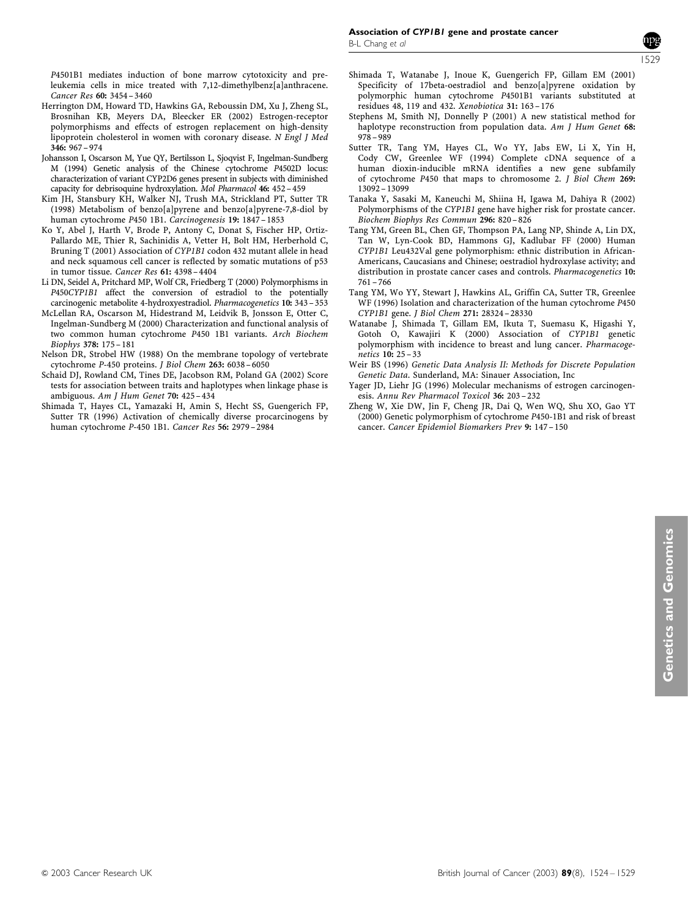P4501B1 mediates induction of bone marrow cytotoxicity and pre-leukemia cells in mice treated with 7,12-dimethylbenz[a]anthracene. *Cancer Res* **60:** 3454–3460

Herrington DM, Howard TD, Hawkins GA, Reboussin DM, Xu J, Zheng SL, Brosnihan KB, Meyers DA, Bleecker ER (2002) Estrogen-receptor polymorphisms and effects of estrogen replacement on high-density lipoprotein cholesterol in women with coronary disease. *N Engl J Med* **346:** 967–974

Johansson I, Oscarson M, Yue QY, Bertilsson L, Sjoqvist F, Ingelman-Sundberg M (1994) Genetic analysis of the Chinese cytochrome P4502D locus: characterization of variant CYP2D6 genes present in subjects with diminished capacity for debrisoquine hydroxylation. *Mol Pharmacol* **46:** 452–459

Kim JH, Stansbury KH, Walker NJ, Trush MA, Strickland PT, Sutter TR (1998) Metabolism of benzo[a]pyrene and benzo[a]pyrene-7,8-diol by human cytochrome P450 1B1. *Carcinogenesis* **19:** 1847–1853

Ko Y, Abel J, Harth V, Brode P, Antony C, Donat S, Fischer HP, Ortiz-Pallardo ME, Thier R, Sachinidis A, Vetter H, Bolt HM, Herberhold C, Bruning T (2001) Association of *CYP1B1* codon 432 mutant allele in head and neck squamous cell cancer is reflected by somatic mutations of p53 in tumor tissue. *Cancer Res* **61:** 4398–4404

Li DN, Seidel A, Pritchard MP, Wolf CR, Friedberg T (2000) Polymorphisms in *P450CYP1B1* affect the conversion of estradiol to the potentially carcinogenic metabolite 4-hydroxyestradiol. *Pharmacogenetics* **10:** 343–353

McLellan RA, Oscarson M, Hidestrand M, Leidvik B, Jonsson E, Otter C, Ingelman-Sundberg M (2000) Characterization and functional analysis of two common human cytochrome P450 1B1 variants. *Arch Biochem Biophys* **378:** 175–181

Nelson DR, Strobel HW (1988) On the membrane topology of vertebrate cytochrome P-450 proteins. *J Biol Chem* **263:** 6038–6050

Schaid DJ, Rowland CM, Tines DE, Jacobson RM, Poland GA (2002) Score tests for association between traits and haplotypes when linkage phase is ambiguous. *Am J Hum Genet* **70:** 425–434

Shimada T, Hayes CL, Yamazaki H, Amin S, Hecht SS, Guengerich FP, Sutter TR (1996) Activation of chemically diverse procarcinogens by human cytochrome P-450 1B1. *Cancer Res* **56:** 2979–2984

Shimada T, Watanabe J, Inoue K, Guengerich FP, Gillam EM (2001) Specificity of 17beta-oestradiol and benzo[a]pyrene oxidation by polymorphic human cytochrome P4501B1 variants substituted at residues 48, 119 and 432. *Xenobiotica* **31:** 163–176

Stephens M, Smith NJ, Donnelly P (2001) A new statistical method for haplotype reconstruction from population data. *Am J Hum Genet* **68:** 978–989

Sutter TR, Tang YM, Hayes CL, Wo YY, Jabs EW, Li X, Yin H, Cody CW, Greenlee WF (1994) Complete cDNA sequence of a human dioxin-inducible mRNA identifies a new gene subfamily of cytochrome P450 that maps to chromosome 2. *J Biol Chem* **269:** 13092–13099

Tanaka Y, Sasaki M, Kaneuchi M, Shiina H, Igawa M, Dahiya R (2002) Polymorphisms of the *CYP1B1* gene have higher risk for prostate cancer. *Biochem Biophys Res Commun* **296:** 820–826

Tang YM, Green BL, Chen GF, Thompson PA, Lang NP, Shinde A, Lin DX, Tan W, Lyn-Cook BD, Hammons GJ, Kadlubar FF (2000) Human *CYP1B1* Leu432Val gene polymorphism: ethnic distribution in African-Americans, Caucasians and Chinese; oestradiol hydroxylase activity; and distribution in prostate cancer cases and controls. *Pharmacogenetics* **10:** 761–766

Tang YM, Wo YY, Stewart J, Hawkins AL, Griffin CA, Sutter TR, Greenlee WF (1996) Isolation and characterization of the human cytochrome P450 *CYP1B1* gene. *J Biol Chem* **271:** 28324–28330

Watanabe J, Shimada T, Gillam EM, Ikuta T, Suemasu K, Higashi Y, Gotoh O, Kawajiri K (2000) Association of *CYP1B1* genetic polymorphism with incidence to breast and lung cancer. *Pharmacogenetics* **10:** 25–33

Weir BS (1996) *Genetic Data Analysis II: Methods for Discrete Population Genetic Data*. Sunderland, MA: Sinauer Association, Inc

Yager JD, Liehr JG (1996) Molecular mechanisms of estrogen carcinogenesis. *Annu Rev Pharmacol Toxicol* **36:** 203–232

Zheng W, Xie DW, Jin F, Cheng JR, Dai Q, Wen WQ, Shu XO, Gao YT (2000) Genetic polymorphism of cytochrome P450-1B1 and risk of breast cancer. *Cancer Epidemiol Biomarkers Prev* **9:** 147–150